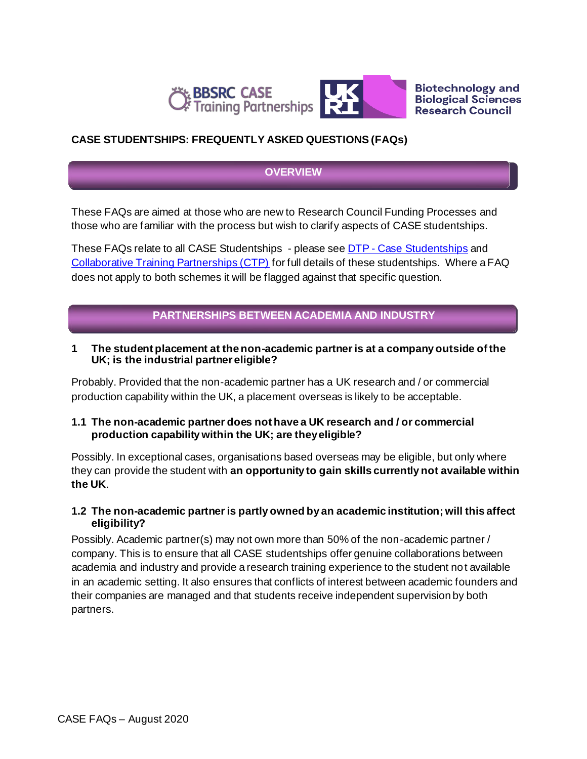# CASE STUDENTSHIPS: FREQUENTLY ASKED QUESTIONS (FAQs)

## OVERVIEW

These FAQs are aimed at those who are new to Research Council Funding Processes and those who are familiar with the process but wish to clarify aspects of CASE studentships.

These FAQs relate to all CASE Studentships - please see DTP - Case Studentships and Collaborative Training Partnerships (CTP) for full details of these studentships. Where a FAQ does not apply to both schemes it will be flagged against that specific question.

## PARTNERSHIPS BETWEEN ACADEMIA AND INDUSTRY

### 1 The student placement at the non-academic partner is at a company outside of the UK; is the industrial partner eligible?

Probably. Provided that the non-academic partner has a UK research and / or commercial production capability within the UK, a placement overseas is likely to be acceptable.

### 1.1 The non-academic partner does not have a UK research and / or commercial production capability within the UK; are they eligible?

Possibly. In exceptional cases, organisations based overseas may be eligible, but only where they can provide the student with **an opportunity to gain skills currently not available within the UK**.

### 1.2 The non-academic partner is partly owned by an academic institution; will this affect eligibility?

Possibly. Academic partner(s) may not own more than 50% of the non-academic partner / company. This is to ensure that all CASE studentships offer genuine collaborations between academia and industry and provide a research training experience to the student not available in an academic setting. It also ensures that conflicts of interest between academic founders and their companies are managed and that students receive independent supervision by both partners.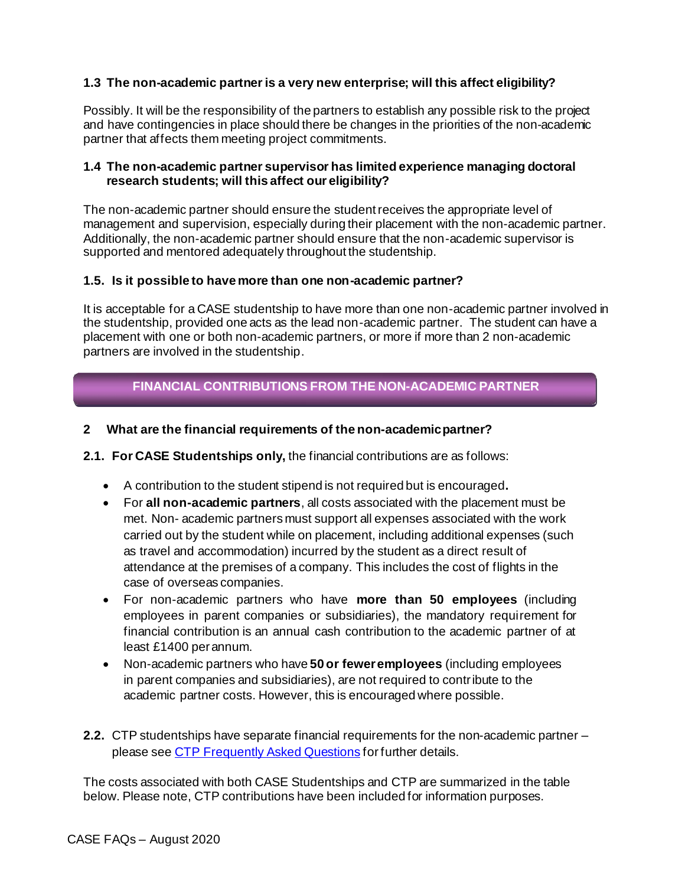### 1.3 The non-academic partner is a very new enterprise; will this affect eligibility?

Possibly. It will be the responsibility of the partners to establish any possible risk to the project and have contingencies in place should there be changes in the priorities of the non-academic partner that affects them meeting project commitments.

### 1.4 The non-academic partner supervisor has limited experience managing doctoral research students; will this affect our eligibility?

The non-academic partner should ensure the student receives the appropriate level of management and supervision, especially during their placement with the non-academic partner. Additionally, the non-academic partner should ensure that the non-academic supervisor is supported and mentored adequately throughout the studentship.

### 1.5. Is it possible to have more than one non-academic partner?

It is acceptable for a CASE studentship to have more than one non-academic partner involved in the studentship, provided one acts as the lead non-academic partner. The student can have a placement with one or both non-academic partners, or more if more than 2 non-academic partners are involved in the studentship.

## FINANCIAL CONTRIBUTIONS FROM THE NON-ACADEMIC PARTNER

### 2 What are the financial requirements of the non-academic partner?

**2.1. For CASE Studentships only,** the financial contributions are as follows:

- A contribution to the student stipend is not required but is encouraged**.**
- For **all non-academic partners**, all costs associated with the placement must be met. Non- academic partners must support all expenses associated with the work carried out by the student while on placement, including additional expenses (such as travel and accommodation) incurred by the student as a direct result of attendance at the premises of a company. This includes the cost of flights in the case of overseas companies.
- For non-academic partners who have **more than 50 employees** (including employees in parent companies or subsidiaries), the mandatory requirement for financial contribution is an annual cash contribution to the academic partner of at least £1400 per annum.
- Non-academic partners who have **50 or fewer employees** (including employees in parent companies and subsidiaries), are not required to contribute to the academic partner costs. However, this is encouraged where possible.

**2.2.** CTP studentships have separate financial requirements for the non-academic partner – please see [CTP Frequently Asked Questions] for further details.

The costs associated with both CASE Studentships and CTP are summarized in the table below. Please note, CTP contributions have been included for information purposes.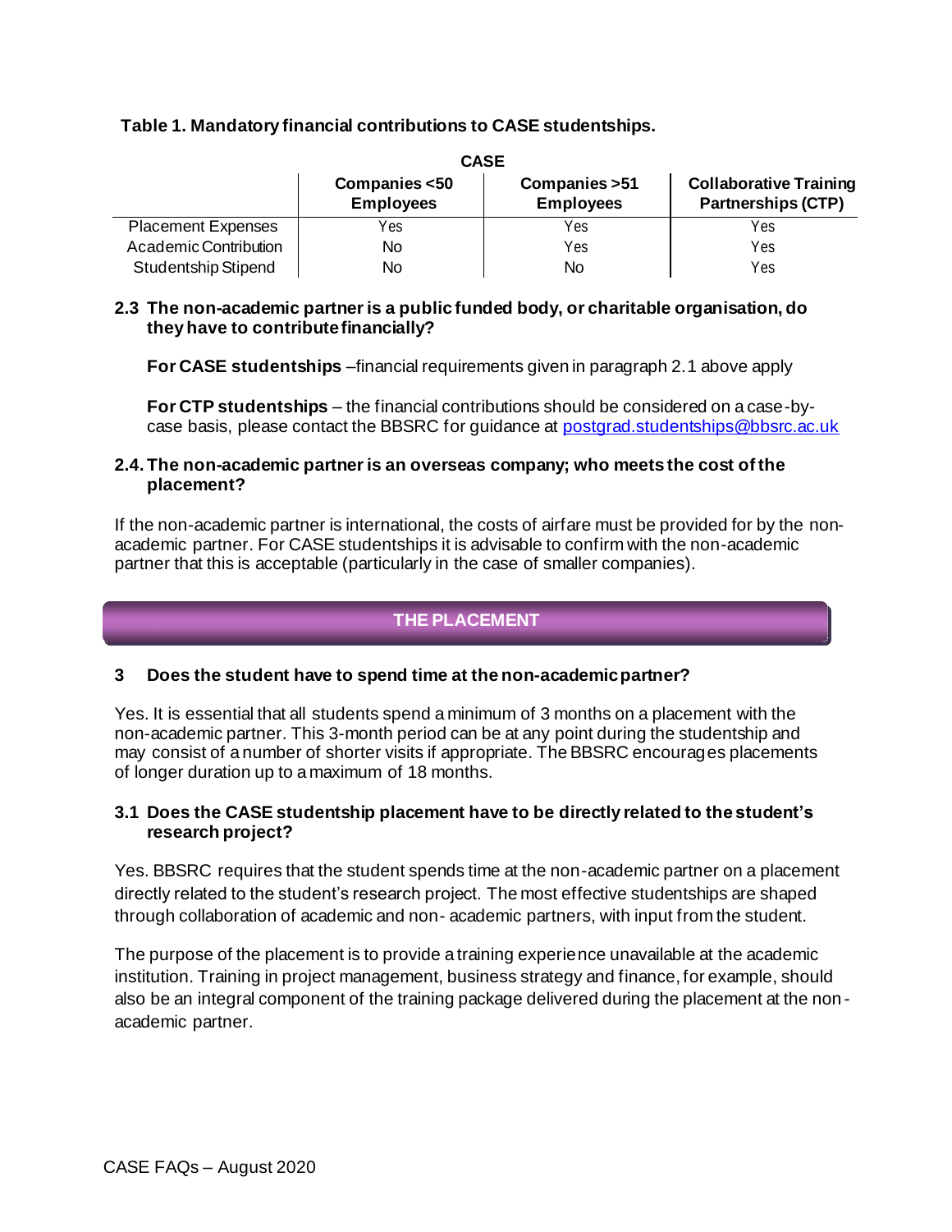**Table 1. Mandatory financial contributions to CASE studentships.**

| | CASE | | |
|---|---|---|---|
| | **Companies <50 Employees** | **Companies >51 Employees** | **Collaborative Training Partnerships (CTP)** |
| Placement Expenses | Yes | Yes | Yes |
| Academic Contribution | No | Yes | Yes |
| Studentship Stipend | No | No | Yes |

### 2.3 The non-academic partner is a public funded body, or charitable organisation, do they have to contribute financially?

**For CASE studentships** –financial requirements given in paragraph 2.1 above apply

**For CTP studentships** – the financial contributions should be considered on a case-by-case basis, please contact the BBSRC for guidance at postgrad.studentships@bbsrc.ac.uk

### 2.4. The non-academic partner is an overseas company; who meets the cost of the placement?

If the non-academic partner is international, the costs of airfare must be provided for by the non-academic partner. For CASE studentships it is advisable to confirm with the non-academic partner that this is acceptable (particularly in the case of smaller companies).

## THE PLACEMENT

### 3 Does the student have to spend time at the non-academic partner?

Yes. It is essential that all students spend a minimum of 3 months on a placement with the non-academic partner. This 3-month period can be at any point during the studentship and may consist of a number of shorter visits if appropriate. The BBSRC encourages placements of longer duration up to a maximum of 18 months.

### 3.1 Does the CASE studentship placement have to be directly related to the student's research project?

Yes. BBSRC requires that the student spends time at the non-academic partner on a placement directly related to the student's research project. The most effective studentships are shaped through collaboration of academic and non- academic partners, with input from the student.

The purpose of the placement is to provide a training experience unavailable at the academic institution. Training in project management, business strategy and finance, for example, should also be an integral component of the training package delivered during the placement at the non-academic partner.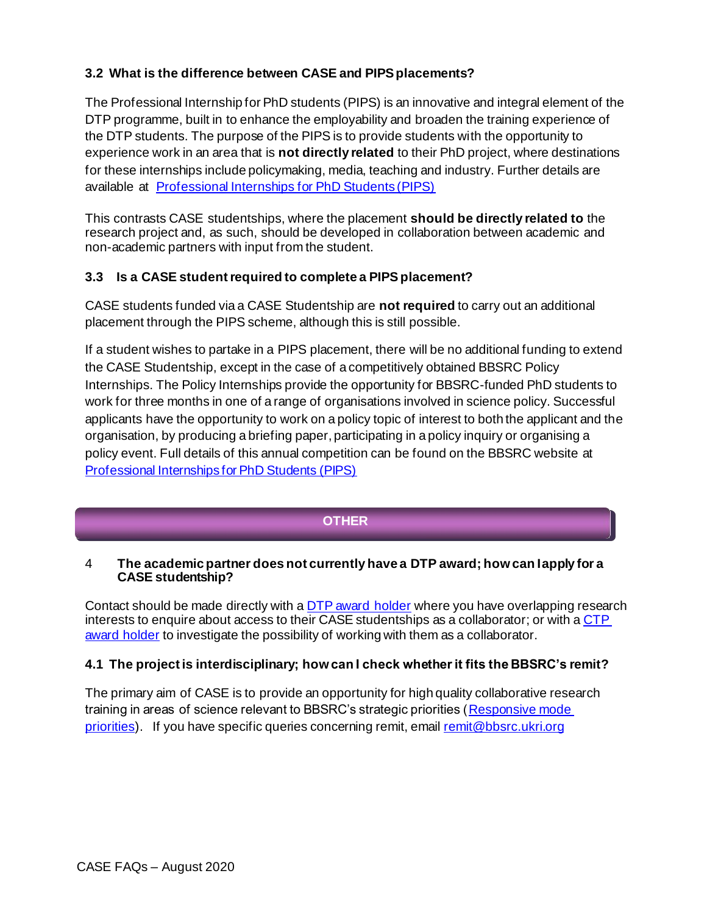### 3.2 What is the difference between CASE and PIPS placements?

The Professional Internship for PhD students (PIPS) is an innovative and integral element of the DTP programme, built in to enhance the employability and broaden the training experience of the DTP students. The purpose of the PIPS is to provide students with the opportunity to experience work in an area that is **not directly related** to their PhD project, where destinations for these internships include policymaking, media, teaching and industry. Further details are available at [Professional Internships for PhD Students (PIPS)]

This contrasts CASE studentships, where the placement **should be directly related to** the research project and, as such, should be developed in collaboration between academic and non-academic partners with input from the student.

### 3.3 Is a CASE student required to complete a PIPS placement?

CASE students funded via a CASE Studentship are **not required** to carry out an additional placement through the PIPS scheme, although this is still possible.

If a student wishes to partake in a PIPS placement, there will be no additional funding to extend the CASE Studentship, except in the case of a competitively obtained BBSRC Policy Internships. The Policy Internships provide the opportunity for BBSRC-funded PhD students to work for three months in one of a range of organisations involved in science policy. Successful applicants have the opportunity to work on a policy topic of interest to both the applicant and the organisation, by producing a briefing paper, participating in a policy inquiry or organising a policy event. Full details of this annual competition can be found on the BBSRC website at [Professional Internships for PhD Students (PIPS)]

## OTHER

### 4 The academic partner does not currently have a DTP award; how can I apply for a CASE studentship?

Contact should be made directly with a [DTP award holder] where you have overlapping research interests to enquire about access to their CASE studentships as a collaborator; or with a [CTP award holder] to investigate the possibility of working with them as a collaborator.

### 4.1 The project is interdisciplinary; how can I check whether it fits the BBSRC's remit?

The primary aim of CASE is to provide an opportunity for high quality collaborative research training in areas of science relevant to BBSRC's strategic priorities ([Responsive mode priorities]). If you have specific queries concerning remit, email remit@bbsrc.ukri.org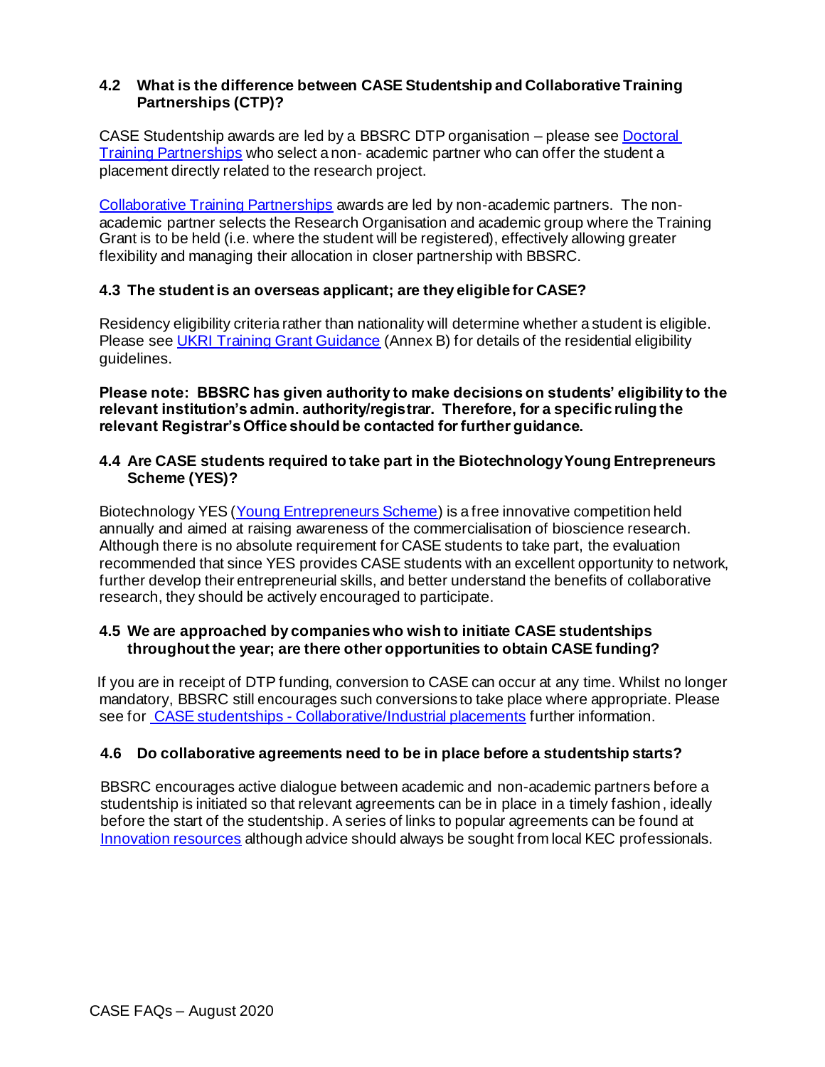### 4.2 What is the difference between CASE Studentship and Collaborative Training Partnerships (CTP)?

CASE Studentship awards are led by a BBSRC DTP organisation – please see Doctoral Training Partnerships who select a non- academic partner who can offer the student a placement directly related to the research project.

Collaborative Training Partnerships awards are led by non-academic partners. The non-academic partner selects the Research Organisation and academic group where the Training Grant is to be held (i.e. where the student will be registered), effectively allowing greater flexibility and managing their allocation in closer partnership with BBSRC.

### 4.3 The student is an overseas applicant; are they eligible for CASE?

Residency eligibility criteria rather than nationality will determine whether a student is eligible. Please see UKRI Training Grant Guidance (Annex B) for details of the residential eligibility guidelines.

**Please note: BBSRC has given authority to make decisions on students' eligibility to the relevant institution's admin. authority/registrar. Therefore, for a specific ruling the relevant Registrar's Office should be contacted for further guidance.**

### 4.4 Are CASE students required to take part in the Biotechnology Young Entrepreneurs Scheme (YES)?

Biotechnology YES (Young Entrepreneurs Scheme) is a free innovative competition held annually and aimed at raising awareness of the commercialisation of bioscience research. Although there is no absolute requirement for CASE students to take part, the evaluation recommended that since YES provides CASE students with an excellent opportunity to network, further develop their entrepreneurial skills, and better understand the benefits of collaborative research, they should be actively encouraged to participate.

### 4.5 We are approached by companies who wish to initiate CASE studentships throughout the year; are there other opportunities to obtain CASE funding?

If you are in receipt of DTP funding, conversion to CASE can occur at any time. Whilst no longer mandatory, BBSRC still encourages such conversions to take place where appropriate. Please see for CASE studentships - Collaborative/Industrial placements further information.

### 4.6 Do collaborative agreements need to be in place before a studentship starts?

BBSRC encourages active dialogue between academic and non-academic partners before a studentship is initiated so that relevant agreements can be in place in a timely fashion, ideally before the start of the studentship. A series of links to popular agreements can be found at Innovation resources although advice should always be sought from local KEC professionals.